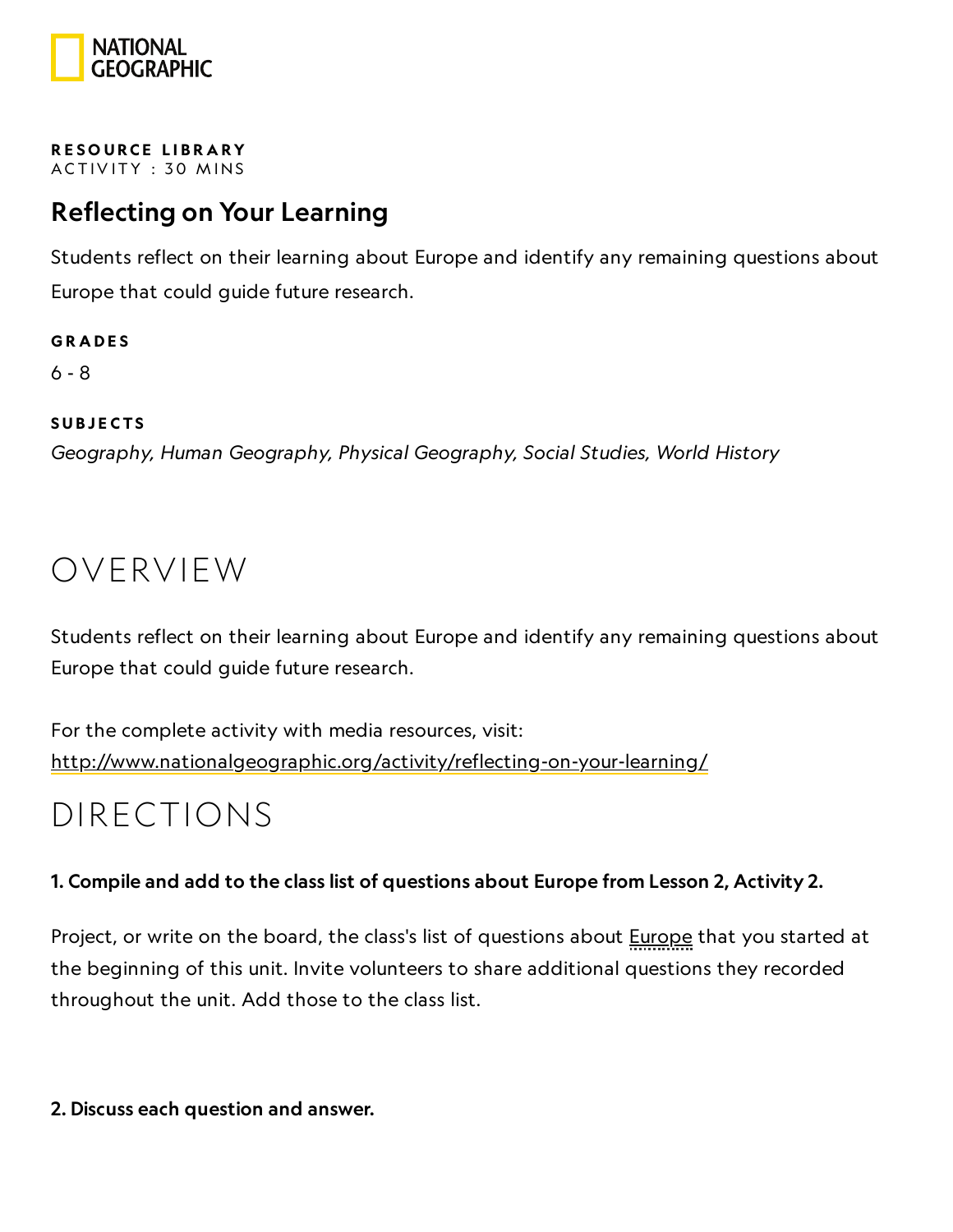NATIONAL GEOGRAPHIC

**RESOURCE LIBRARY**
ACTIVITY : 30 MINS

## Reflecting on Your Learning

Students reflect on their learning about Europe and identify any remaining questions about Europe that could guide future research.

**GRADES**

6 - 8

**SUBJECTS**

*Geography, Human Geography, Physical Geography, Social Studies, World History*

# OVERVIEW

Students reflect on their learning about Europe and identify any remaining questions about Europe that could guide future research.

For the complete activity with media resources, visit:
http://www.nationalgeographic.org/activity/reflecting-on-your-learning/

# DIRECTIONS

**1. Compile and add to the class list of questions about Europe from Lesson 2, Activity 2.**

Project, or write on the board, the class's list of questions about Europe that you started at the beginning of this unit. Invite volunteers to share additional questions they recorded throughout the unit. Add those to the class list.

**2. Discuss each question and answer.**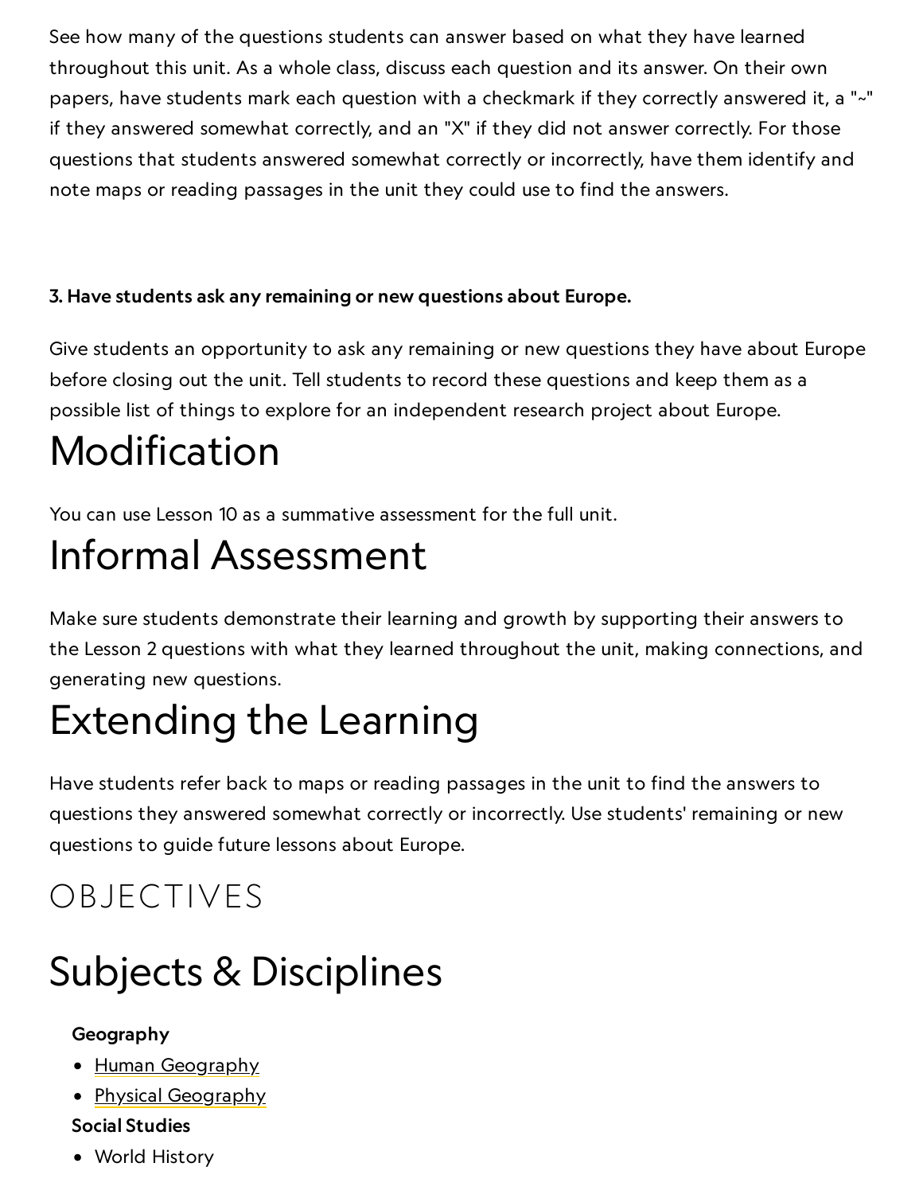See how many of the questions students can answer based on what they have learned throughout this unit. As a whole class, discuss each question and its answer. On their own papers, have students mark each question with a checkmark if they correctly answered it, a "~" if they answered somewhat correctly, and an "X" if they did not answer correctly. For those questions that students answered somewhat correctly or incorrectly, have them identify and note maps or reading passages in the unit they could use to find the answers.

**3. Have students ask any remaining or new questions about Europe.**

Give students an opportunity to ask any remaining or new questions they have about Europe before closing out the unit. Tell students to record these questions and keep them as a possible list of things to explore for an independent research project about Europe.

# Modification

You can use Lesson 10 as a summative assessment for the full unit.

# Informal Assessment

Make sure students demonstrate their learning and growth by supporting their answers to the Lesson 2 questions with what they learned throughout the unit, making connections, and generating new questions.

# Extending the Learning

Have students refer back to maps or reading passages in the unit to find the answers to questions they answered somewhat correctly or incorrectly. Use students' remaining or new questions to guide future lessons about Europe.

## OBJECTIVES

# Subjects & Disciplines

**Geography**

- Human Geography
- Physical Geography

**Social Studies**

- World History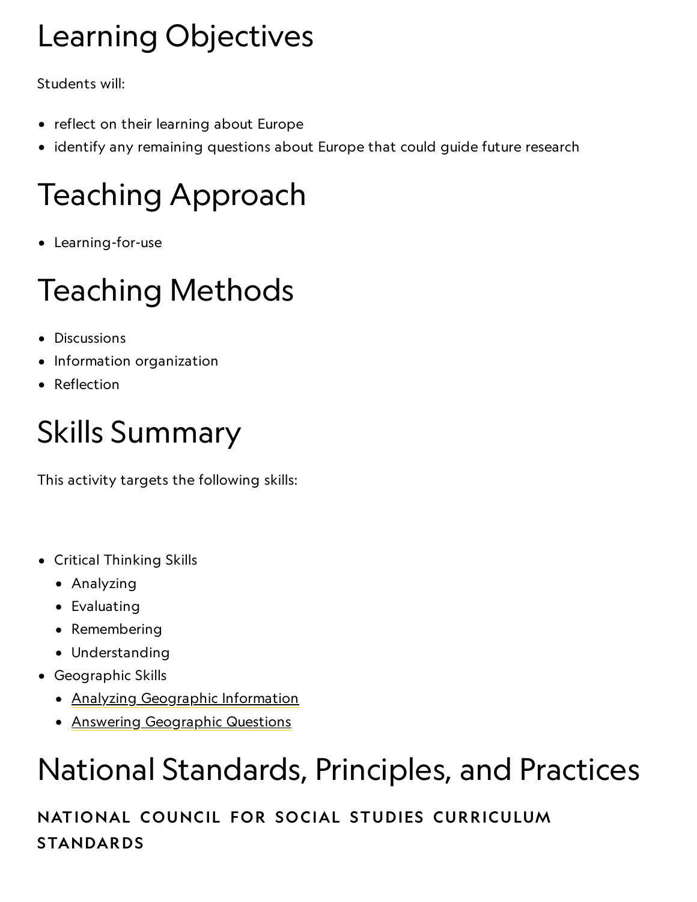# Learning Objectives

Students will:

- reflect on their learning about Europe
- identify any remaining questions about Europe that could guide future research

# Teaching Approach

- Learning-for-use

# Teaching Methods

- Discussions
- Information organization
- Reflection

# Skills Summary

This activity targets the following skills:

- Critical Thinking Skills
  - Analyzing
  - Evaluating
  - Remembering
  - Understanding
- Geographic Skills
  - Analyzing Geographic Information
  - Answering Geographic Questions

# National Standards, Principles, and Practices

### NATIONAL COUNCIL FOR SOCIAL STUDIES CURRICULUM STANDARDS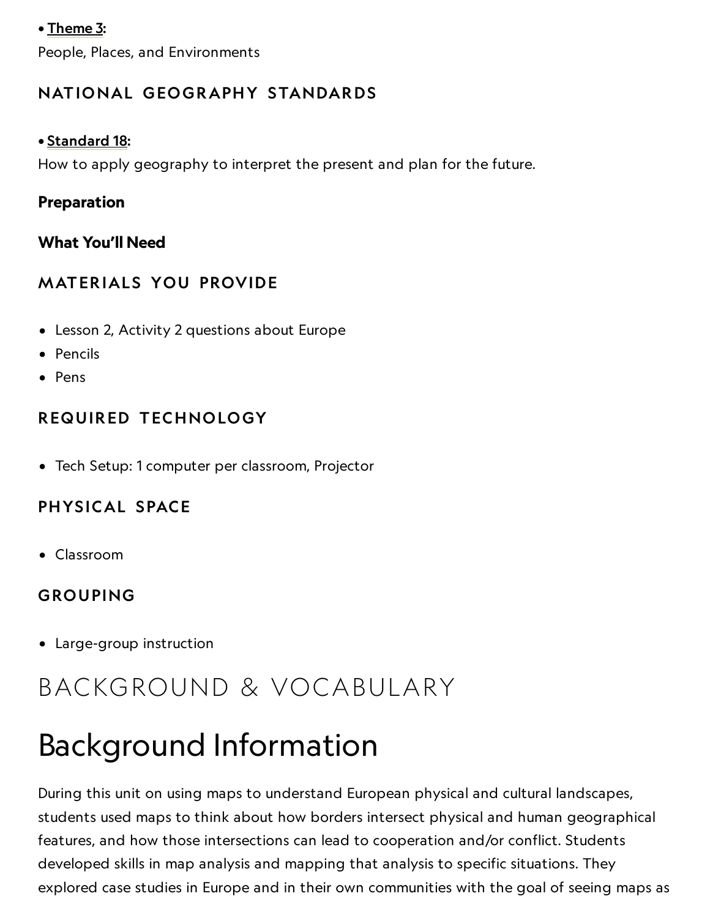- **Theme 3**:

People, Places, and Environments

### NATIONAL GEOGRAPHY STANDARDS

- **Standard 18**:

How to apply geography to interpret the present and plan for the future.

**Preparation**

**What You'll Need**

### MATERIALS YOU PROVIDE

- Lesson 2, Activity 2 questions about Europe
- Pencils
- Pens

### REQUIRED TECHNOLOGY

- Tech Setup: 1 computer per classroom, Projector

### PHYSICAL SPACE

- Classroom

### GROUPING

- Large-group instruction

# BACKGROUND & VOCABULARY

# Background Information

During this unit on using maps to understand European physical and cultural landscapes, students used maps to think about how borders intersect physical and human geographical features, and how those intersections can lead to cooperation and/or conflict. Students developed skills in map analysis and mapping that analysis to specific situations. They explored case studies in Europe and in their own communities with the goal of seeing maps as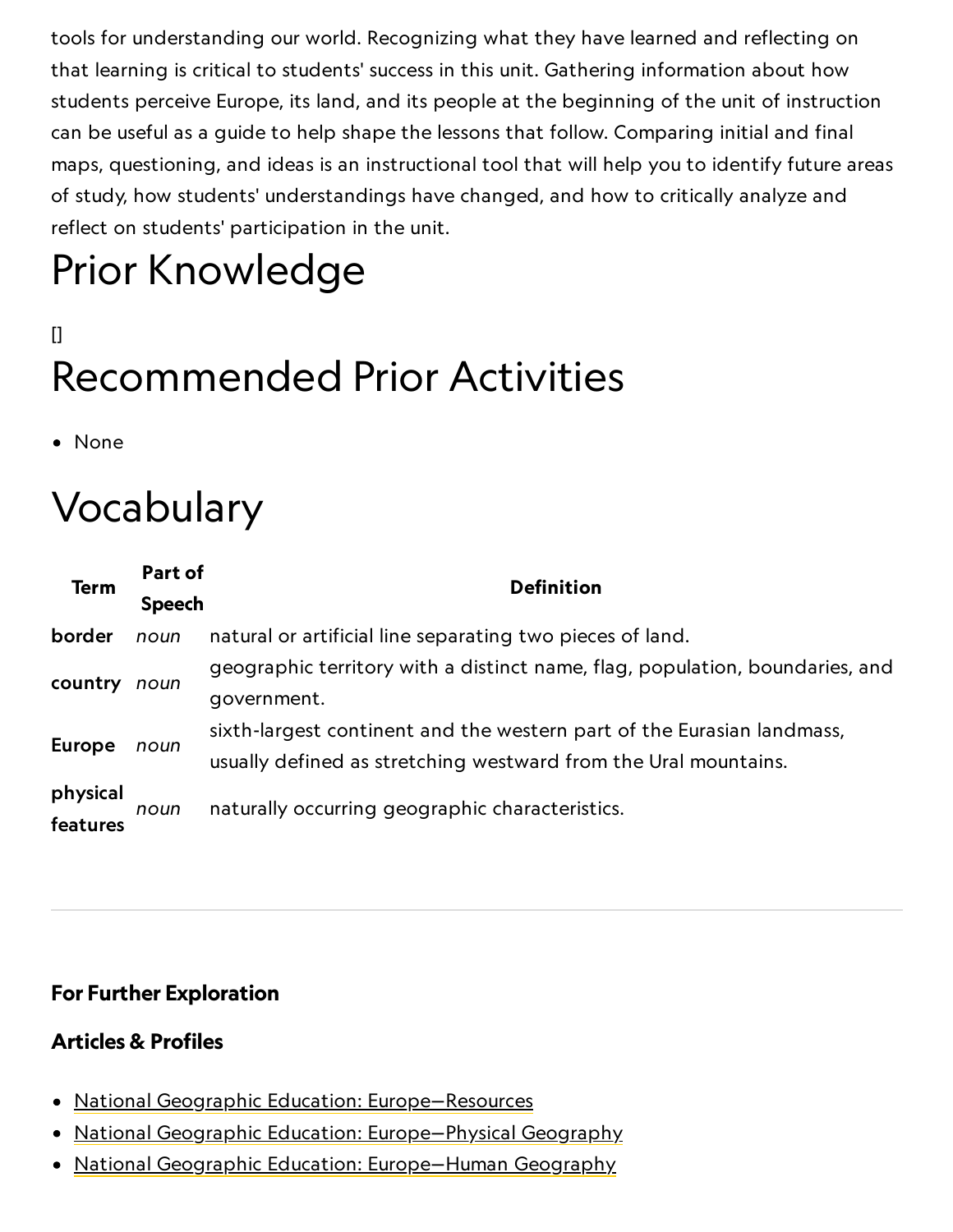tools for understanding our world. Recognizing what they have learned and reflecting on that learning is critical to students' success in this unit. Gathering information about how students perceive Europe, its land, and its people at the beginning of the unit of instruction can be useful as a guide to help shape the lessons that follow. Comparing initial and final maps, questioning, and ideas is an instructional tool that will help you to identify future areas of study, how students' understandings have changed, and how to critically analyze and reflect on students' participation in the unit.

# Prior Knowledge

[]

# Recommended Prior Activities

- None

# Vocabulary

| Term | Part of Speech | Definition |
| --- | --- | --- |
| **border** | *noun* | natural or artificial line separating two pieces of land. |
| **country** | *noun* | geographic territory with a distinct name, flag, population, boundaries, and government. |
| **Europe** | *noun* | sixth-largest continent and the western part of the Eurasian landmass, usually defined as stretching westward from the Ural mountains. |
| **physical features** | *noun* | naturally occurring geographic characteristics. |

---

**For Further Exploration**

**Articles & Profiles**

- National Geographic Education: Europe—Resources
- National Geographic Education: Europe—Physical Geography
- National Geographic Education: Europe—Human Geography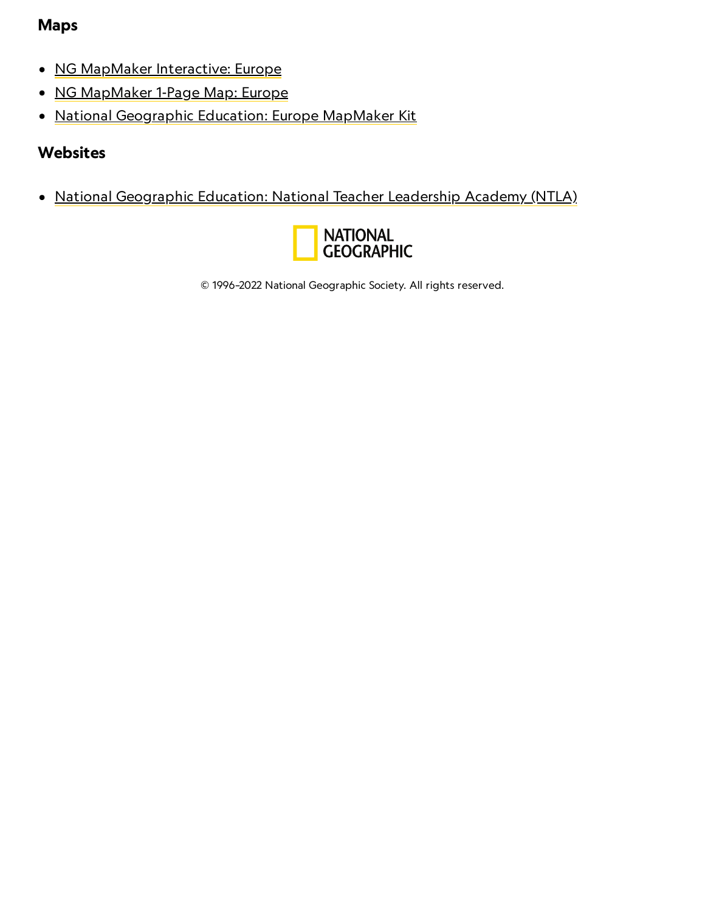### Maps

- NG MapMaker Interactive: Europe
- NG MapMaker 1-Page Map: Europe
- National Geographic Education: Europe MapMaker Kit

### Websites

- National Geographic Education: National Teacher Leadership Academy (NTLA)

NATIONAL GEOGRAPHIC

© 1996-2022 National Geographic Society. All rights reserved.